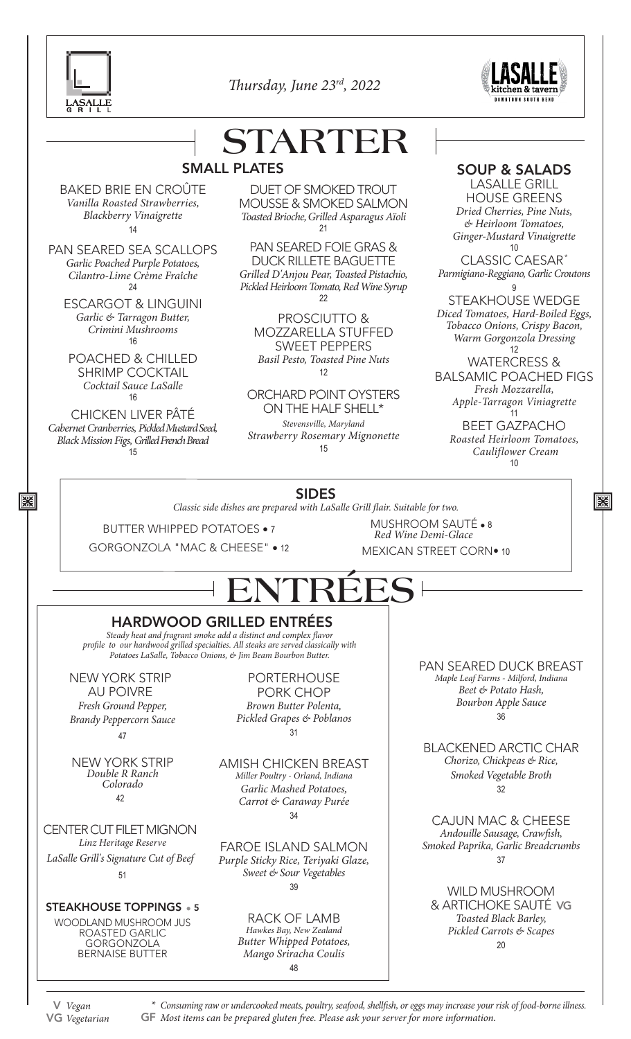*Thursday, June 23rd, 2022*

# STARTER

## SMALL PLATES

BAKED BRIE EN CROÛTE
*Vanilla Roasted Strawberries, Blackberry Vinaigrette*
14

PAN SEARED SEA SCALLOPS
*Garlic Poached Purple Potatoes, Cilantro-Lime Crème Fraîche*
24

ESCARGOT & LINGUINI
*Garlic & Tarragon Butter, Crimini Mushrooms*
16

POACHED & CHILLED SHRIMP COCKTAIL
*Cocktail Sauce LaSalle*
16

CHICKEN LIVER PÂTÉ
*Cabernet Cranberries, Pickled Mustard Seed, Black Mission Figs, Grilled French Bread*
15

DUET OF SMOKED TROUT MOUSSE & SMOKED SALMON
*Toasted Brioche, Grilled Asparagus Aïoli*
21

PAN SEARED FOIE GRAS & DUCK RILLETE BAGUETTE
*Grilled D'Anjou Pear, Toasted Pistachio, Pickled Heirloom Tomato, Red Wine Syrup*
22

PROSCIUTTO & MOZZARELLA STUFFED SWEET PEPPERS
*Basil Pesto, Toasted Pine Nuts*
12

ORCHARD POINT OYSTERS ON THE HALF SHELL*
*Stevensville, Maryland*
*Strawberry Rosemary Mignonette*
15

## SOUP & SALADS

LASALLE GRILL HOUSE GREENS
*Dried Cherries, Pine Nuts, & Heirloom Tomatoes, Ginger-Mustard Vinaigrette*
10

CLASSIC CAESAR*
*Parmigiano-Reggiano, Garlic Croutons*
9

STEAKHOUSE WEDGE
*Diced Tomatoes, Hard-Boiled Eggs, Tobacco Onions, Crispy Bacon, Warm Gorgonzola Dressing*
12

WATERCRESS & BALSAMIC POACHED FIGS
*Fresh Mozzarella, Apple-Tarragon Viniagrette*
11

BEET GAZPACHO
*Roasted Heirloom Tomatoes, Cauliflower Cream*
10

## SIDES

*Classic side dishes are prepared with LaSalle Grill flair. Suitable for two.*

BUTTER WHIPPED POTATOES • 7

GORGONZOLA "MAC & CHEESE" • 12

MUSHROOM SAUTÉ • 8
*Red Wine Demi-Glace*

MEXICAN STREET CORN • 10

# ENTRÉES

## HARDWOOD GRILLED ENTRÉES

*Steady heat and fragrant smoke add a distinct and complex flavor profile to our hardwood grilled specialties. All steaks are served classically with Potatoes LaSalle, Tobacco Onions, & Jim Beam Bourbon Butter.*

NEW YORK STRIP AU POIVRE
*Fresh Ground Pepper, Brandy Peppercorn Sauce*
47

NEW YORK STRIP
*Double R Ranch Colorado*
42

CENTER CUT FILET MIGNON
*Linz Heritage Reserve*
*LaSalle Grill's Signature Cut of Beef*
51

**STEAKHOUSE TOPPINGS • 5**

WOODLAND MUSHROOM JUS
ROASTED GARLIC
GORGONZOLA
BERNAISE BUTTER

PORTERHOUSE PORK CHOP
*Brown Butter Polenta, Pickled Grapes & Poblanos*
31

AMISH CHICKEN BREAST
*Miller Poultry - Orland, Indiana*
*Garlic Mashed Potatoes, Carrot & Caraway Purée*
34

FAROE ISLAND SALMON
*Purple Sticky Rice, Teriyaki Glaze, Sweet & Sour Vegetables*
39

RACK OF LAMB
*Hawkes Bay, New Zealand*
*Butter Whipped Potatoes, Mango Sriracha Coulis*
48

PAN SEARED DUCK BREAST
*Maple Leaf Farms - Milford, Indiana*
*Beet & Potato Hash, Bourbon Apple Sauce*
36

BLACKENED ARCTIC CHAR
*Chorizo, Chickpeas & Rice, Smoked Vegetable Broth*
32

CAJUN MAC & CHEESE
*Andouille Sausage, Crawfish, Smoked Paprika, Garlic Breadcrumbs*
37

WILD MUSHROOM & ARTICHOKE SAUTÉ VG
*Toasted Black Barley, Pickled Carrots & Scapes*
20

V *Vegan*
VG *Vegetarian*

\* *Consuming raw or undercooked meats, poultry, seafood, shellfish, or eggs may increase your risk of food-borne illness.*
GF *Most items can be prepared gluten free. Please ask your server for more information.*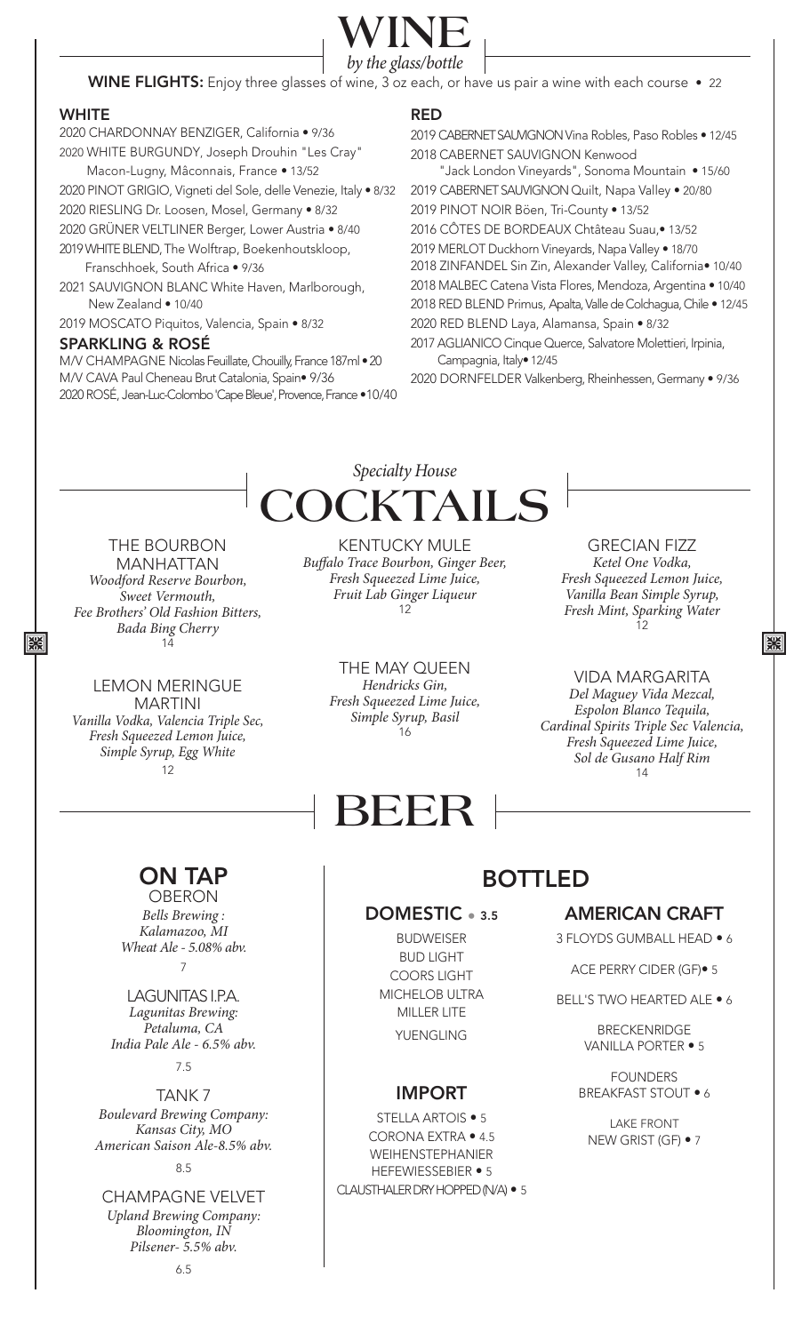# WINE

*by the glass/bottle*

**WINE FLIGHTS:** Enjoy three glasses of wine, 3 oz each, or have us pair a wine with each course • 22

## WHITE

2020 CHARDONNAY BENZIGER, California • 9/36

2020 WHITE BURGUNDY, Joseph Drouhin "Les Cray" Macon-Lugny, Mâconnais, France • 13/52

2020 PINOT GRIGIO, Vigneti del Sole, delle Venezie, Italy • 8/32

2020 RIESLING Dr. Loosen, Mosel, Germany • 8/32

2020 GRÜNER VELTLINER Berger, Lower Austria • 8/40

2019 WHITE BLEND, The Wolftrap, Boekenhoutskloop, Franschhoek, South Africa • 9/36

2021 SAUVIGNON BLANC White Haven, Marlborough, New Zealand • 10/40

2019 MOSCATO Piquitos, Valencia, Spain • 8/32

## SPARKLING & ROSÉ

M/V CHAMPAGNE Nicolas Feuillate, Chouilly, France 187ml • 20

M/V CAVA Paul Cheneau Brut Catalonia, Spain • 9/36

2020 ROSÉ, Jean-Luc-Colombo 'Cape Bleue', Provence, France • 10/40

## RED

2019 CABERNET SAUVIGNON Vina Robles, Paso Robles • 12/45

2018 CABERNET SAUVIGNON Kenwood "Jack London Vineyards", Sonoma Mountain • 15/60

2019 CABERNET SAUVIGNON Quilt, Napa Valley • 20/80

2019 PINOT NOIR Böen, Tri-County • 13/52

2016 CÔTES DE BORDEAUX Chtâteau Suau, • 13/52

2019 MERLOT Duckhorn Vineyards, Napa Valley • 18/70

2018 ZINFANDEL Sin Zin, Alexander Valley, California • 10/40

2018 MALBEC Catena Vista Flores, Mendoza, Argentina • 10/40

2018 RED BLEND Primus, Apalta, Valle de Colchagua, Chile • 12/45

2020 RED BLEND Laya, Alamansa, Spain • 8/32

2017 AGLIANICO Cinque Querce, Salvatore Molettieri, Irpinia, Campagnia, Italy • 12/45

2020 DORNFELDER Valkenberg, Rheinhessen, Germany • 9/36

# *Specialty House* COCKTAILS

### THE BOURBON MANHATTAN
*Woodford Reserve Bourbon, Sweet Vermouth, Fee Brothers' Old Fashion Bitters, Bada Bing Cherry*
14

### KENTUCKY MULE
*Buffalo Trace Bourbon, Ginger Beer, Fresh Squeezed Lime Juice, Fruit Lab Ginger Liqueur*
12

### GRECIAN FIZZ
*Ketel One Vodka, Fresh Squeezed Lemon Juice, Vanilla Bean Simple Syrup, Fresh Mint, Sparking Water*
12

### LEMON MERINGUE MARTINI
*Vanilla Vodka, Valencia Triple Sec, Fresh Squeezed Lemon Juice, Simple Syrup, Egg White*
12

### THE MAY QUEEN
*Hendricks Gin, Fresh Squeezed Lime Juice, Simple Syrup, Basil*
16

### VIDA MARGARITA
*Del Maguey Vida Mezcal, Espolon Blanco Tequila, Cardinal Spirits Triple Sec Valencia, Fresh Squeezed Lime Juice, Sol de Gusano Half Rim*
14

# BEER

## ON TAP

### OBERON
*Bells Brewing : Kalamazoo, MI*
*Wheat Ale - 5.08% abv.*
7

### LAGUNITAS I.P.A.
*Lagunitas Brewing: Petaluma, CA*
*India Pale Ale - 6.5% abv.*
7.5

### TANK 7
*Boulevard Brewing Company: Kansas City, MO*
*American Saison Ale-8.5% abv.*
8.5

### CHAMPAGNE VELVET
*Upland Brewing Company: Bloomington, IN*
*Pilsener- 5.5% abv.*
6.5

## BOTTLED

### DOMESTIC • 3.5

BUDWEISER
BUD LIGHT
COORS LIGHT
MICHELOB ULTRA
MILLER LITE
YUENGLING

### IMPORT

STELLA ARTOIS • 5
CORONA EXTRA • 4.5
WEIHENSTEPHANIER HEFEWIESSEBIER • 5
CLAUSTHALER DRY HOPPED (N/A) • 5

### AMERICAN CRAFT

3 FLOYDS GUMBALL HEAD • 6
ACE PERRY CIDER (GF) • 5
BELL'S TWO HEARTED ALE • 6
BRECKENRIDGE VANILLA PORTER • 5
FOUNDERS BREAKFAST STOUT • 6
LAKE FRONT NEW GRIST (GF) • 7